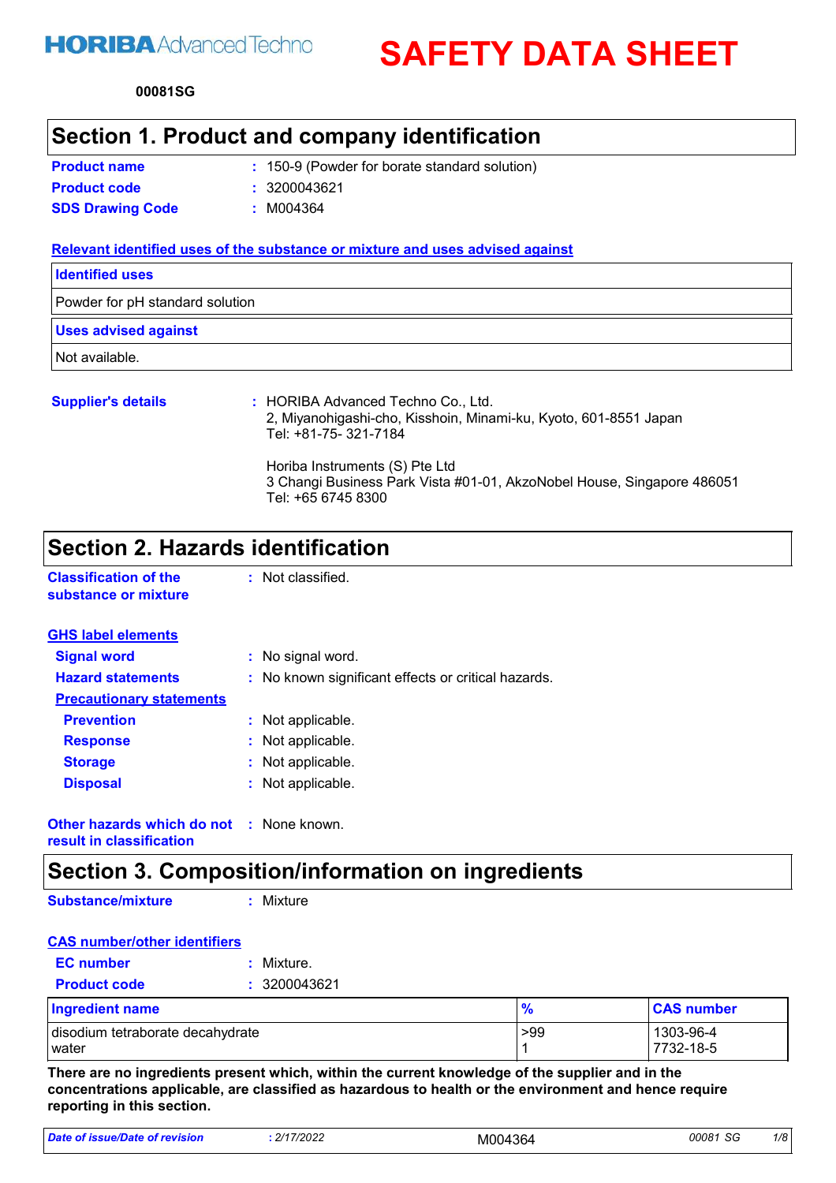HORIBA Advanced Techno

# SAFETY DATA SHEET

**00081SG**

## Section 1. Product and company identification

**Product name** : 150-9 (Powder for borate standard solution)

**Product code** : 3200043621

**SDS Drawing Code** : M004364

### Relevant identified uses of the substance or mixture and uses advised against

| Identified uses |
| --- |
| Powder for pH standard solution |

| Uses advised against |
| --- |
| Not available. |

**Supplier's details** : HORIBA Advanced Techno Co., Ltd.
2, Miyanohigashi-cho, Kisshoin, Minami-ku, Kyoto, 601-8551 Japan
Tel: +81-75- 321-7184

Horiba Instruments (S) Pte Ltd
3 Changi Business Park Vista #01-01, AkzoNobel House, Singapore 486051
Tel: +65 6745 8300

## Section 2. Hazards identification

**Classification of the substance or mixture** : Not classified.

### GHS label elements

**Signal word** : No signal word.

**Hazard statements** : No known significant effects or critical hazards.

**Precautionary statements**

**Prevention** : Not applicable.

**Response** : Not applicable.

**Storage** : Not applicable.

**Disposal** : Not applicable.

**Other hazards which do not result in classification** : None known.

## Section 3. Composition/information on ingredients

**Substance/mixture** : Mixture

### CAS number/other identifiers

**EC number** : Mixture.

**Product code** : 3200043621

| Ingredient name | % | CAS number |
| --- | --- | --- |
| disodium tetraborate decahydrate | >99 | 1303-96-4 |
| water | 1 | 7732-18-5 |

**There are no ingredients present which, within the current knowledge of the supplier and in the concentrations applicable, are classified as hazardous to health or the environment and hence require reporting in this section.**

*Date of issue/Date of revision* : 2/17/2022 M004364 00081 SG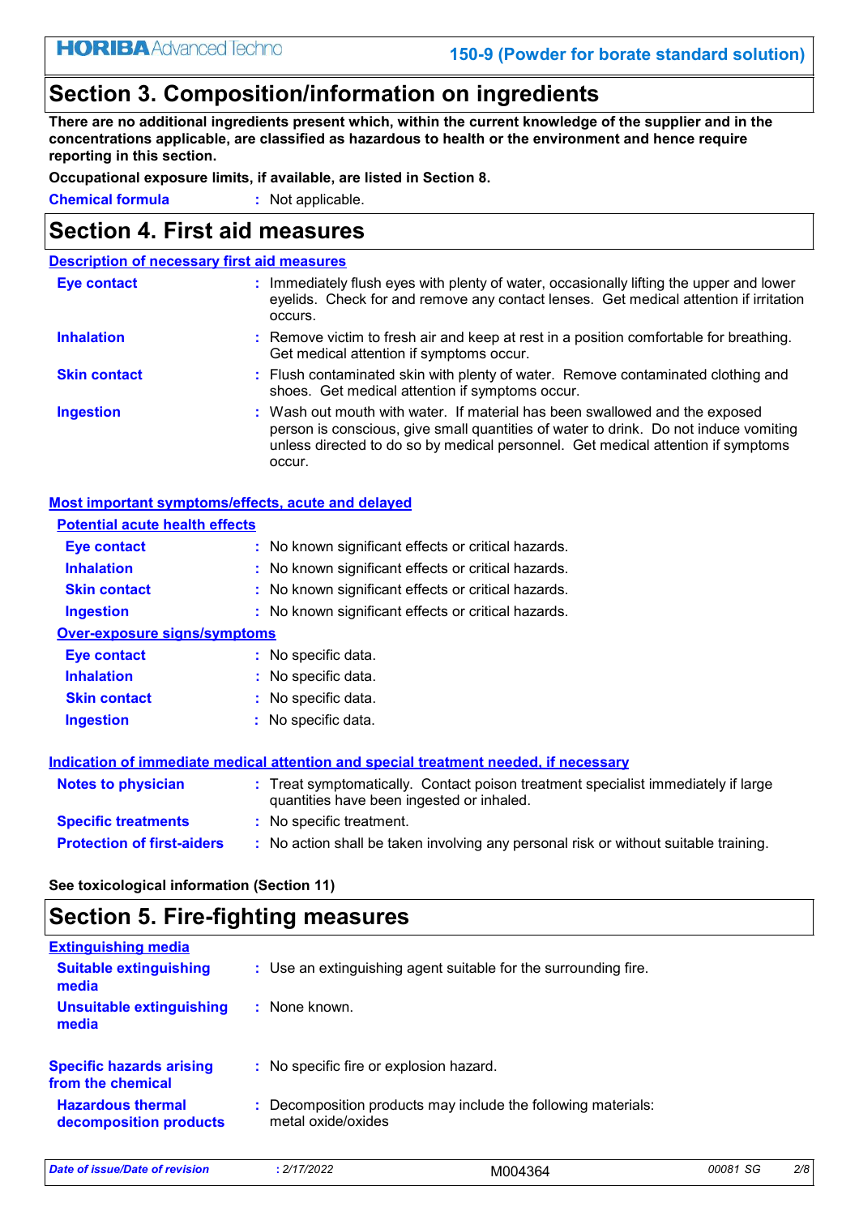## Section 3. Composition/information on ingredients

**There are no additional ingredients present which, within the current knowledge of the supplier and in the concentrations applicable, are classified as hazardous to health or the environment and hence require reporting in this section.**

**Occupational exposure limits, if available, are listed in Section 8.**

**Chemical formula** : Not applicable.

## Section 4. First aid measures

### Description of necessary first aid measures

**Eye contact** : Immediately flush eyes with plenty of water, occasionally lifting the upper and lower eyelids. Check for and remove any contact lenses. Get medical attention if irritation occurs.

**Inhalation** : Remove victim to fresh air and keep at rest in a position comfortable for breathing. Get medical attention if symptoms occur.

**Skin contact** : Flush contaminated skin with plenty of water. Remove contaminated clothing and shoes. Get medical attention if symptoms occur.

**Ingestion** : Wash out mouth with water. If material has been swallowed and the exposed person is conscious, give small quantities of water to drink. Do not induce vomiting unless directed to do so by medical personnel. Get medical attention if symptoms occur.

### Most important symptoms/effects, acute and delayed

**Potential acute health effects**

**Eye contact** : No known significant effects or critical hazards.

**Inhalation** : No known significant effects or critical hazards.

**Skin contact** : No known significant effects or critical hazards.

**Ingestion** : No known significant effects or critical hazards.

**Over-exposure signs/symptoms**

**Eye contact** : No specific data.

**Inhalation** : No specific data.

**Skin contact** : No specific data.

**Ingestion** : No specific data.

### Indication of immediate medical attention and special treatment needed, if necessary

**Notes to physician** : Treat symptomatically. Contact poison treatment specialist immediately if large quantities have been ingested or inhaled.

**Specific treatments** : No specific treatment.

**Protection of first-aiders** : No action shall be taken involving any personal risk or without suitable training.

**See toxicological information (Section 11)**

## Section 5. Fire-fighting measures

### Extinguishing media

**Suitable extinguishing media** : Use an extinguishing agent suitable for the surrounding fire.

**Unsuitable extinguishing media** : None known.

**Specific hazards arising from the chemical** : No specific fire or explosion hazard.

**Hazardous thermal decomposition products** : Decomposition products may include the following materials: metal oxide/oxides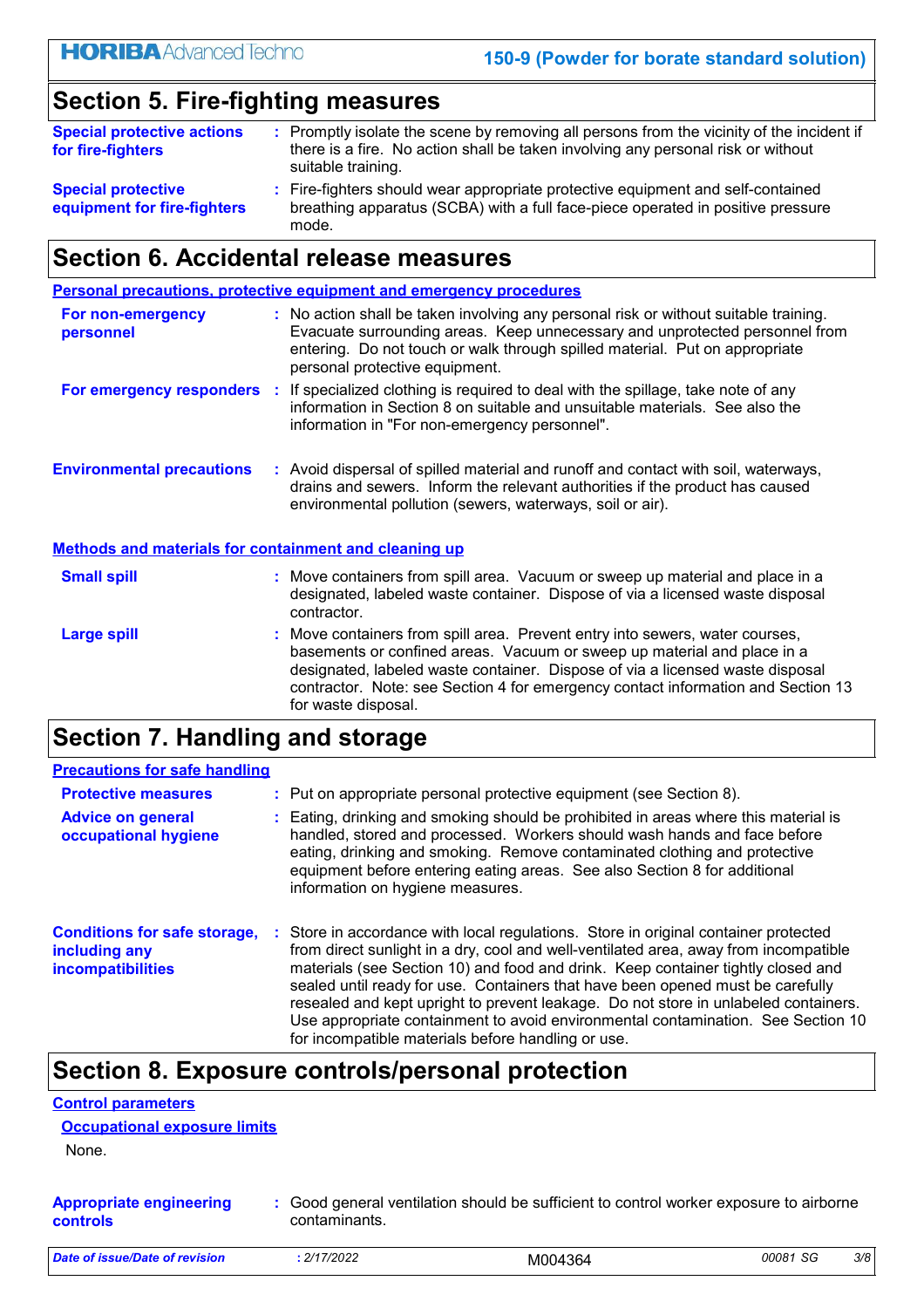## Section 5. Fire-fighting measures

**Special protective actions for fire-fighters** : Promptly isolate the scene by removing all persons from the vicinity of the incident if there is a fire. No action shall be taken involving any personal risk or without suitable training.

**Special protective equipment for fire-fighters** : Fire-fighters should wear appropriate protective equipment and self-contained breathing apparatus (SCBA) with a full face-piece operated in positive pressure mode.

## Section 6. Accidental release measures

### Personal precautions, protective equipment and emergency procedures

**For non-emergency personnel** : No action shall be taken involving any personal risk or without suitable training. Evacuate surrounding areas. Keep unnecessary and unprotected personnel from entering. Do not touch or walk through spilled material. Put on appropriate personal protective equipment.

**For emergency responders** : If specialized clothing is required to deal with the spillage, take note of any information in Section 8 on suitable and unsuitable materials. See also the information in "For non-emergency personnel".

**Environmental precautions** : Avoid dispersal of spilled material and runoff and contact with soil, waterways, drains and sewers. Inform the relevant authorities if the product has caused environmental pollution (sewers, waterways, soil or air).

### Methods and materials for containment and cleaning up

**Small spill** : Move containers from spill area. Vacuum or sweep up material and place in a designated, labeled waste container. Dispose of via a licensed waste disposal contractor.

**Large spill** : Move containers from spill area. Prevent entry into sewers, water courses, basements or confined areas. Vacuum or sweep up material and place in a designated, labeled waste container. Dispose of via a licensed waste disposal contractor. Note: see Section 4 for emergency contact information and Section 13 for waste disposal.

## Section 7. Handling and storage

### Precautions for safe handling

**Protective measures** : Put on appropriate personal protective equipment (see Section 8).

**Advice on general occupational hygiene** : Eating, drinking and smoking should be prohibited in areas where this material is handled, stored and processed. Workers should wash hands and face before eating, drinking and smoking. Remove contaminated clothing and protective equipment before entering eating areas. See also Section 8 for additional information on hygiene measures.

**Conditions for safe storage, including any incompatibilities** : Store in accordance with local regulations. Store in original container protected from direct sunlight in a dry, cool and well-ventilated area, away from incompatible materials (see Section 10) and food and drink. Keep container tightly closed and sealed until ready for use. Containers that have been opened must be carefully resealed and kept upright to prevent leakage. Do not store in unlabeled containers. Use appropriate containment to avoid environmental contamination. See Section 10 for incompatible materials before handling or use.

## Section 8. Exposure controls/personal protection

### Control parameters

#### Occupational exposure limits

None.

**Appropriate engineering controls** : Good general ventilation should be sufficient to control worker exposure to airborne contaminants.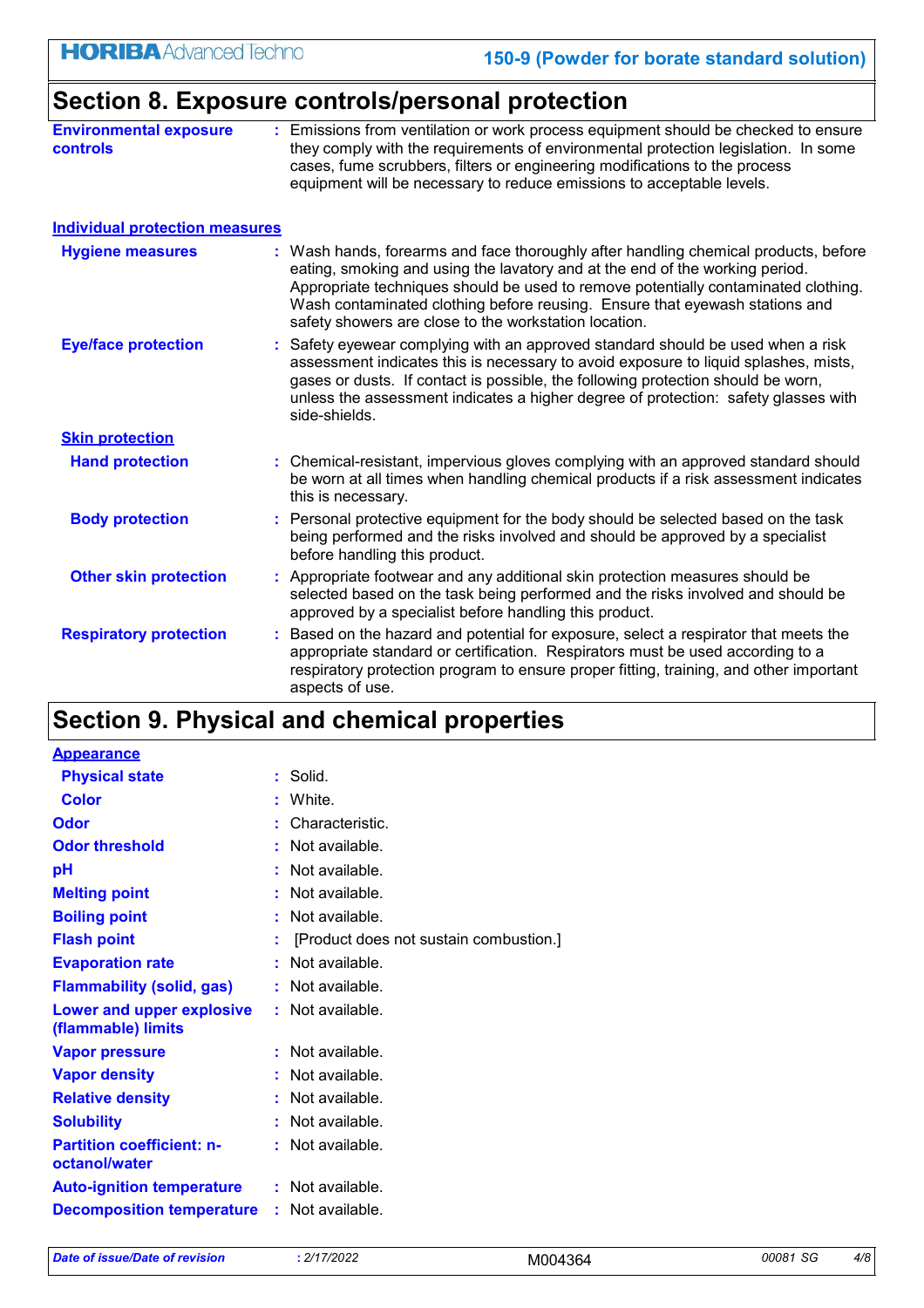## Section 8. Exposure controls/personal protection

**Environmental exposure controls** : Emissions from ventilation or work process equipment should be checked to ensure they comply with the requirements of environmental protection legislation. In some cases, fume scrubbers, filters or engineering modifications to the process equipment will be necessary to reduce emissions to acceptable levels.

### Individual protection measures

**Hygiene measures** : Wash hands, forearms and face thoroughly after handling chemical products, before eating, smoking and using the lavatory and at the end of the working period. Appropriate techniques should be used to remove potentially contaminated clothing. Wash contaminated clothing before reusing. Ensure that eyewash stations and safety showers are close to the workstation location.

**Eye/face protection** : Safety eyewear complying with an approved standard should be used when a risk assessment indicates this is necessary to avoid exposure to liquid splashes, mists, gases or dusts. If contact is possible, the following protection should be worn, unless the assessment indicates a higher degree of protection: safety glasses with side-shields.

#### Skin protection

**Hand protection** : Chemical-resistant, impervious gloves complying with an approved standard should be worn at all times when handling chemical products if a risk assessment indicates this is necessary.

**Body protection** : Personal protective equipment for the body should be selected based on the task being performed and the risks involved and should be approved by a specialist before handling this product.

**Other skin protection** : Appropriate footwear and any additional skin protection measures should be selected based on the task being performed and the risks involved and should be approved by a specialist before handling this product.

**Respiratory protection** : Based on the hazard and potential for exposure, select a respirator that meets the appropriate standard or certification. Respirators must be used according to a respiratory protection program to ensure proper fitting, training, and other important aspects of use.

## Section 9. Physical and chemical properties

### Appearance

**Physical state** : Solid.

**Color** : White.

**Odor** : Characteristic.

**Odor threshold** : Not available.

**pH** : Not available.

**Melting point** : Not available.

**Boiling point** : Not available.

**Flash point** : [Product does not sustain combustion.]

**Evaporation rate** : Not available.

**Flammability (solid, gas)** : Not available.

**Lower and upper explosive (flammable) limits** : Not available.

**Vapor pressure** : Not available.

**Vapor density** : Not available.

**Relative density** : Not available.

**Solubility** : Not available.

**Partition coefficient: n-octanol/water** : Not available.

**Auto-ignition temperature** : Not available.

**Decomposition temperature** : Not available.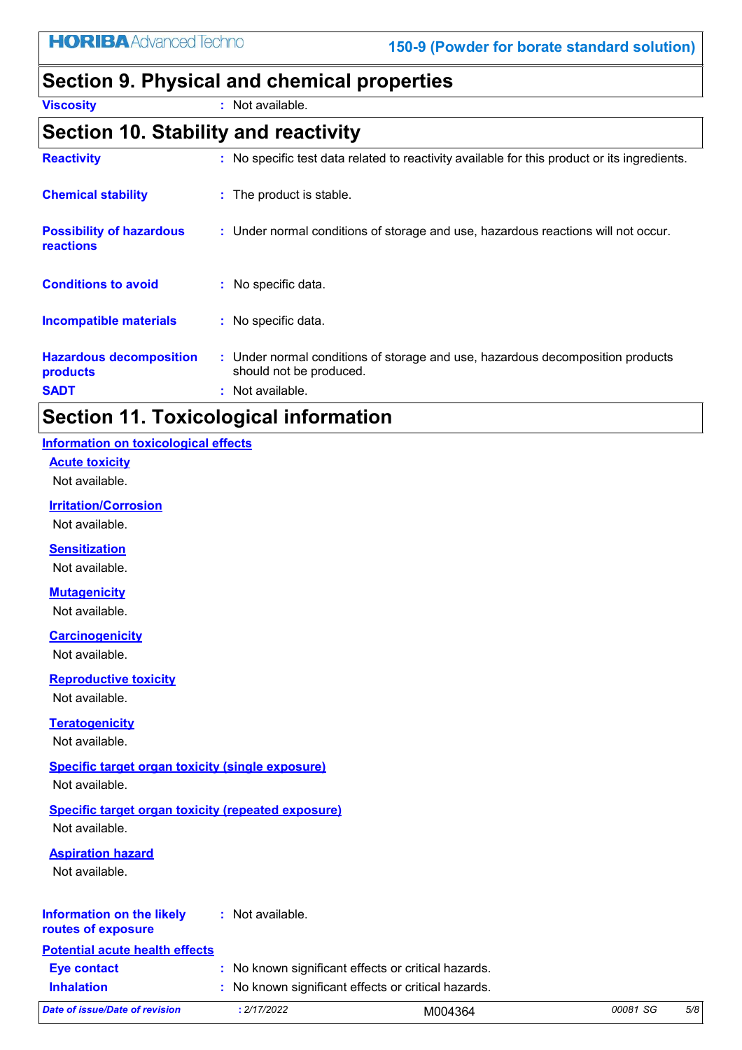## Section 9. Physical and chemical properties

| | |
|---|---|
| **Viscosity** | : Not available. |

## Section 10. Stability and reactivity

| | |
|---|---|
| **Reactivity** | : No specific test data related to reactivity available for this product or its ingredients. |
| **Chemical stability** | : The product is stable. |
| **Possibility of hazardous reactions** | : Under normal conditions of storage and use, hazardous reactions will not occur. |
| **Conditions to avoid** | : No specific data. |
| **Incompatible materials** | : No specific data. |
| **Hazardous decomposition products** | : Under normal conditions of storage and use, hazardous decomposition products should not be produced. |
| **SADT** | : Not available. |

## Section 11. Toxicological information

### Information on toxicological effects

**Acute toxicity**

Not available.

**Irritation/Corrosion**

Not available.

**Sensitization**

Not available.

**Mutagenicity**

Not available.

**Carcinogenicity**

Not available.

**Reproductive toxicity**

Not available.

**Teratogenicity**

Not available.

**Specific target organ toxicity (single exposure)**

Not available.

**Specific target organ toxicity (repeated exposure)**

Not available.

**Aspiration hazard**

Not available.

| | |
|---|---|
| **Information on the likely routes of exposure** | : Not available. |

### Potential acute health effects

| | |
|---|---|
| **Eye contact** | : No known significant effects or critical hazards. |
| **Inhalation** | : No known significant effects or critical hazards. |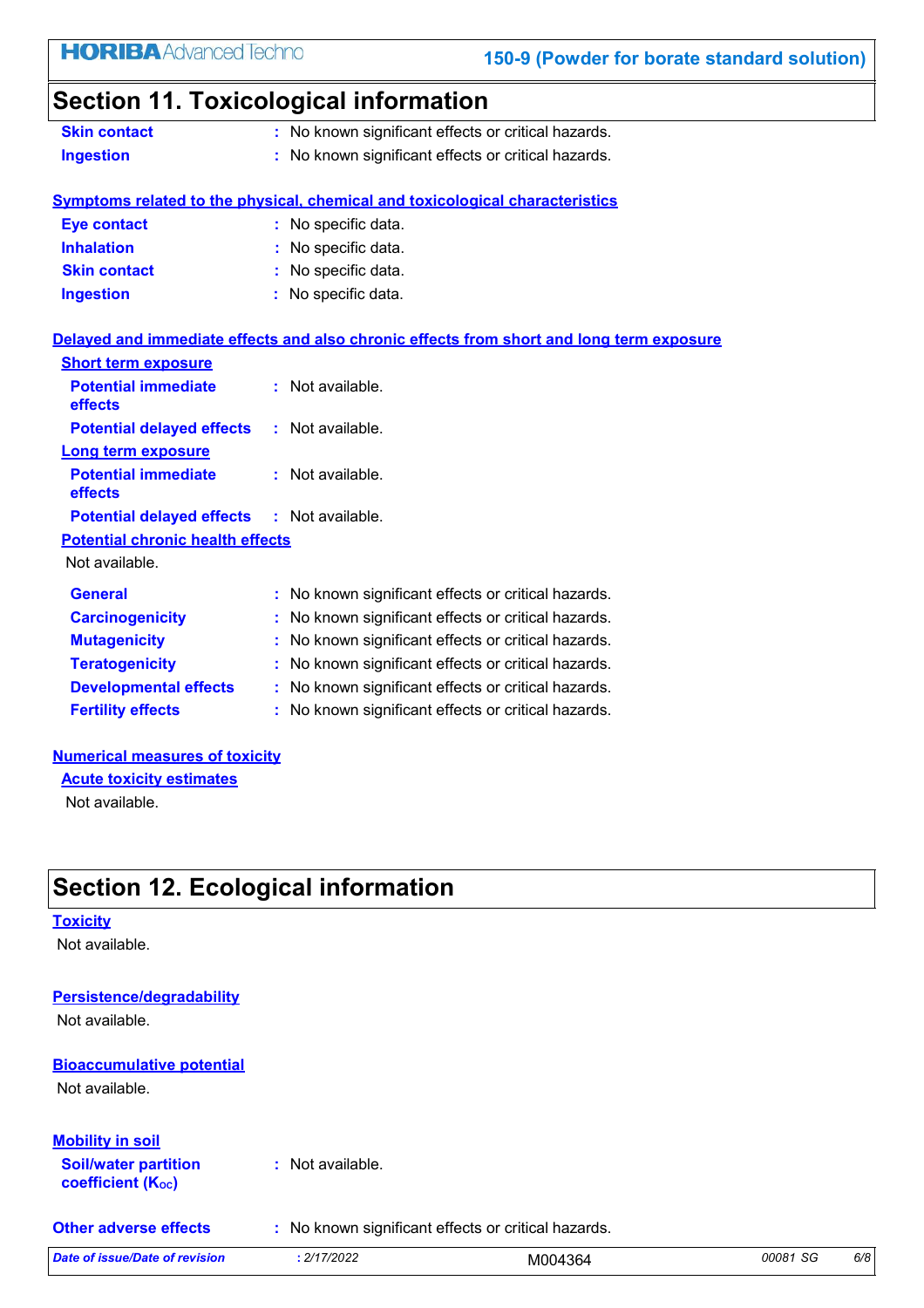## Section 11. Toxicological information

| | | |
|---|---|---|
| **Skin contact** | : | No known significant effects or critical hazards. |
| **Ingestion** | : | No known significant effects or critical hazards. |

**Symptoms related to the physical, chemical and toxicological characteristics**

| | | |
|---|---|---|
| **Eye contact** | : | No specific data. |
| **Inhalation** | : | No specific data. |
| **Skin contact** | : | No specific data. |
| **Ingestion** | : | No specific data. |

**Delayed and immediate effects and also chronic effects from short and long term exposure**

**Short term exposure**

| | | |
|---|---|---|
| **Potential immediate effects** | : | Not available. |
| **Potential delayed effects** | : | Not available. |

**Long term exposure**

| | | |
|---|---|---|
| **Potential immediate effects** | : | Not available. |
| **Potential delayed effects** | : | Not available. |

**Potential chronic health effects**

Not available.

| | | |
|---|---|---|
| **General** | : | No known significant effects or critical hazards. |
| **Carcinogenicity** | : | No known significant effects or critical hazards. |
| **Mutagenicity** | : | No known significant effects or critical hazards. |
| **Teratogenicity** | : | No known significant effects or critical hazards. |
| **Developmental effects** | : | No known significant effects or critical hazards. |
| **Fertility effects** | : | No known significant effects or critical hazards. |

**Numerical measures of toxicity**

**Acute toxicity estimates**

Not available.

## Section 12. Ecological information

**Toxicity**

Not available.

**Persistence/degradability**

Not available.

**Bioaccumulative potential**

Not available.

**Mobility in soil**

| | | |
|---|---|---|
| **Soil/water partition coefficient ($K_{OC}$)** | : | Not available. |

| | | |
|---|---|---|
| **Other adverse effects** | : | No known significant effects or critical hazards. |

*Date of issue/Date of revision* : 2/17/2022 M004364 00081 SG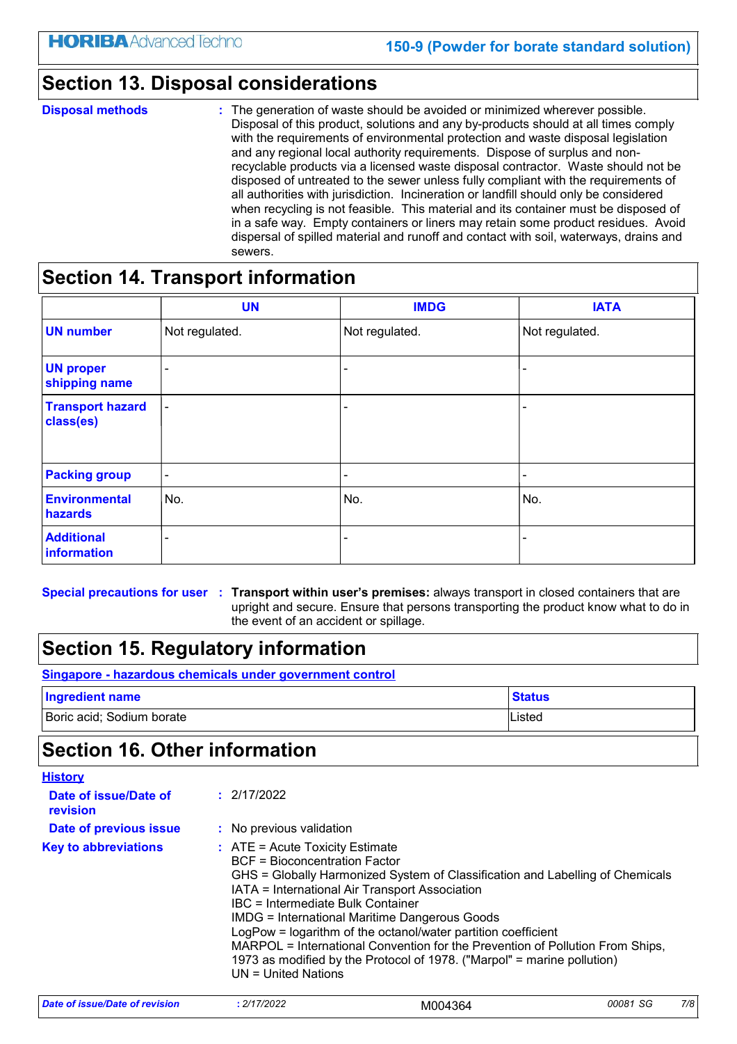## Section 13. Disposal considerations

**Disposal methods** : The generation of waste should be avoided or minimized wherever possible. Disposal of this product, solutions and any by-products should at all times comply with the requirements of environmental protection and waste disposal legislation and any regional local authority requirements. Dispose of surplus and non-recyclable products via a licensed waste disposal contractor. Waste should not be disposed of untreated to the sewer unless fully compliant with the requirements of all authorities with jurisdiction. Incineration or landfill should only be considered when recycling is not feasible. This material and its container must be disposed of in a safe way. Empty containers or liners may retain some product residues. Avoid dispersal of spilled material and runoff and contact with soil, waterways, drains and sewers.

## Section 14. Transport information

| | UN | IMDG | IATA |
|---|---|---|---|
| **UN number** | Not regulated. | Not regulated. | Not regulated. |
| **UN proper shipping name** | - | - | - |
| **Transport hazard class(es)** | - | - | - |
| **Packing group** | - | - | - |
| **Environmental hazards** | No. | No. | No. |
| **Additional information** | - | - | - |

**Special precautions for user** : **Transport within user's premises:** always transport in closed containers that are upright and secure. Ensure that persons transporting the product know what to do in the event of an accident or spillage.

## Section 15. Regulatory information

**Singapore - hazardous chemicals under government control**

| Ingredient name | Status |
|---|---|
| Boric acid; Sodium borate | Listed |

## Section 16. Other information

**History**

**Date of issue/Date of revision** : 2/17/2022

**Date of previous issue** : No previous validation

**Key to abbreviations** :
ATE = Acute Toxicity Estimate
BCF = Bioconcentration Factor
GHS = Globally Harmonized System of Classification and Labelling of Chemicals
IATA = International Air Transport Association
IBC = Intermediate Bulk Container
IMDG = International Maritime Dangerous Goods
LogPow = logarithm of the octanol/water partition coefficient
MARPOL = International Convention for the Prevention of Pollution From Ships, 1973 as modified by the Protocol of 1978. ("Marpol" = marine pollution)
UN = United Nations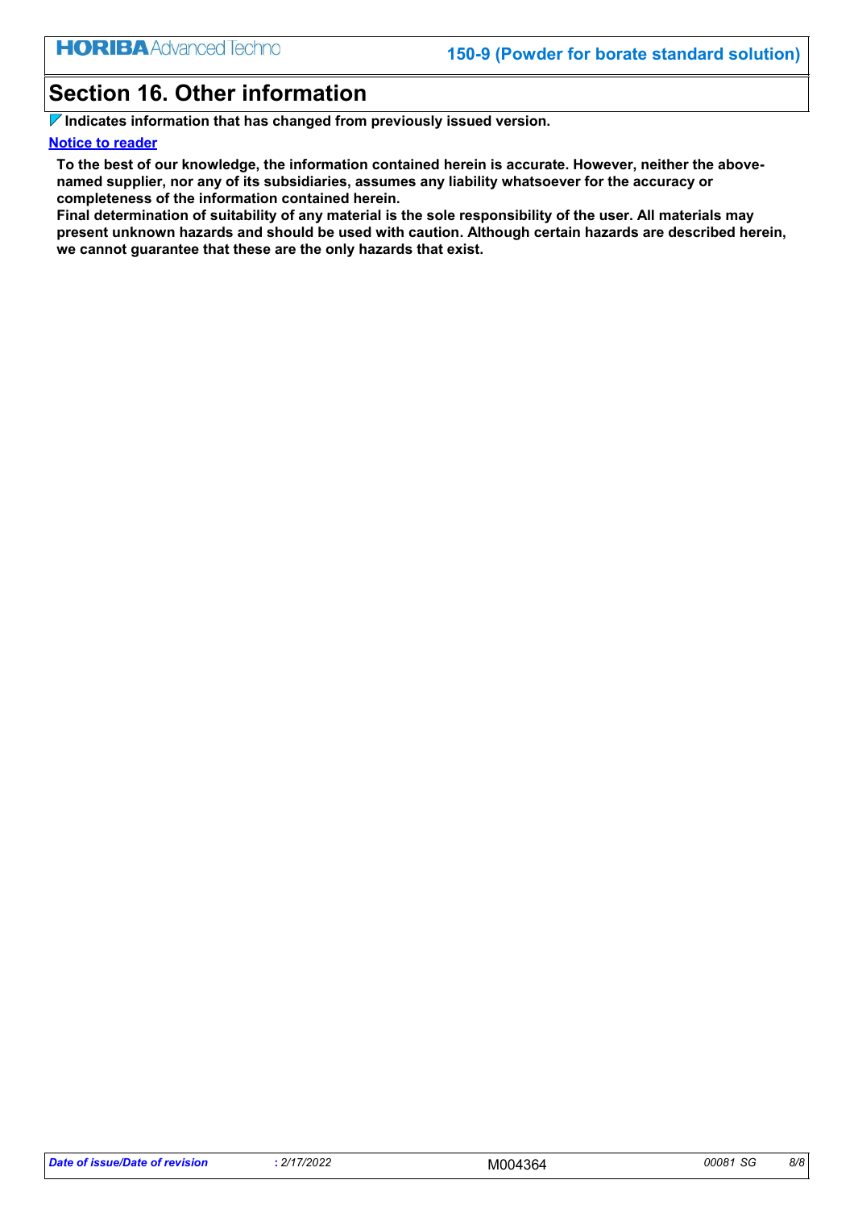## Section 16. Other information

**Indicates information that has changed from previously issued version.**

**Notice to reader**

**To the best of our knowledge, the information contained herein is accurate. However, neither the above-named supplier, nor any of its subsidiaries, assumes any liability whatsoever for the accuracy or completeness of the information contained herein.**
**Final determination of suitability of any material is the sole responsibility of the user. All materials may present unknown hazards and should be used with caution. Although certain hazards are described herein, we cannot guarantee that these are the only hazards that exist.**